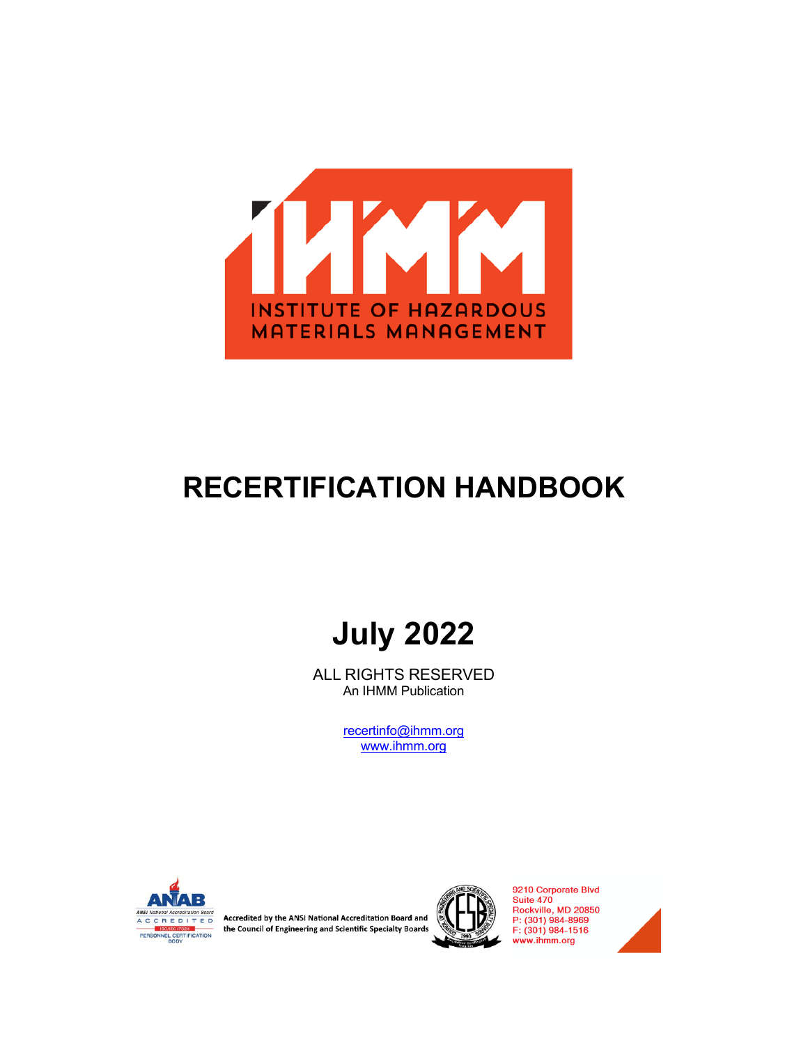IHMM

INSTITUTE OF HAZARDOUS MATERIALS MANAGEMENT

# RECERTIFICATION HANDBOOK

## July 2022

ALL RIGHTS RESERVED
An IHMM Publication

recertinfo@ihmm.org
www.ihmm.org

ANAB ANSI National Accreditation Board ACCREDITED ISO/IEC 17024 PERSONNEL CERTIFICATION BODY

Accredited by the ANSI National Accreditation Board and the Council of Engineering and Scientific Specialty Boards

9210 Corporate Blvd
Suite 470
Rockville, MD 20850
P: (301) 984-8969
F: (301) 984-1516
www.ihmm.org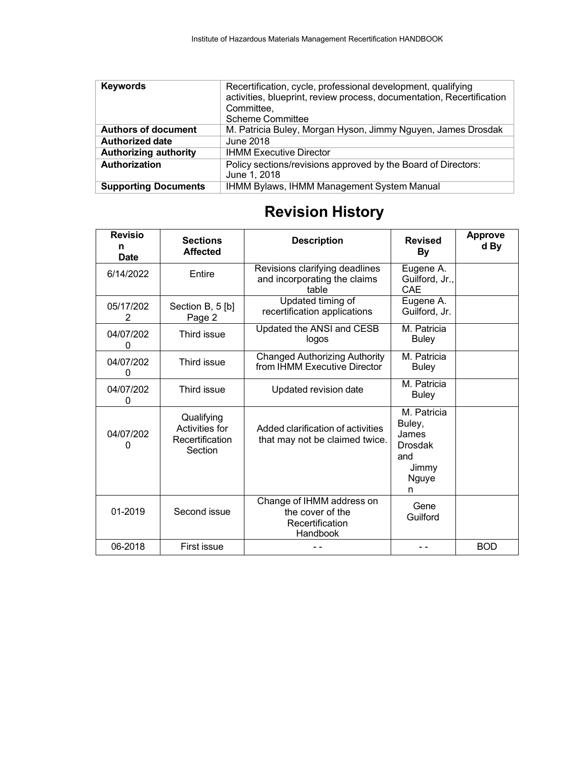| Keywords | Recertification, cycle, professional development, qualifying activities, blueprint, review process, documentation, Recertification Committee, Scheme Committee |
|---|---|
| Authors of document | M. Patricia Buley, Morgan Hyson, Jimmy Nguyen, James Drosdak |
| Authorized date | June 2018 |
| Authorizing authority | IHMM Executive Director |
| Authorization | Policy sections/revisions approved by the Board of Directors: June 1, 2018 |
| Supporting Documents | IHMM Bylaws, IHMM Management System Manual |

# Revision History

| Revision Date | Sections Affected | Description | Revised By | Approved By |
|---|---|---|---|---|
| 6/14/2022 | Entire | Revisions clarifying deadlines and incorporating the claims table | Eugene A. Guilford, Jr., CAE | |
| 05/17/2022 | Section B, 5 [b] Page 2 | Updated timing of recertification applications | Eugene A. Guilford, Jr. | |
| 04/07/2020 | Third issue | Updated the ANSI and CESB logos | M. Patricia Buley | |
| 04/07/2020 | Third issue | Changed Authorizing Authority from IHMM Executive Director | M. Patricia Buley | |
| 04/07/2020 | Third issue | Updated revision date | M. Patricia Buley | |
| 04/07/2020 | Qualifying Activities for Recertification Section | Added clarification of activities that may not be claimed twice. | M. Patricia Buley, James Drosdak and Jimmy Nguyen | |
| 01-2019 | Second issue | Change of IHMM address on the cover of the Recertification Handbook | Gene Guilford | |
| 06-2018 | First issue | - - | - - | BOD |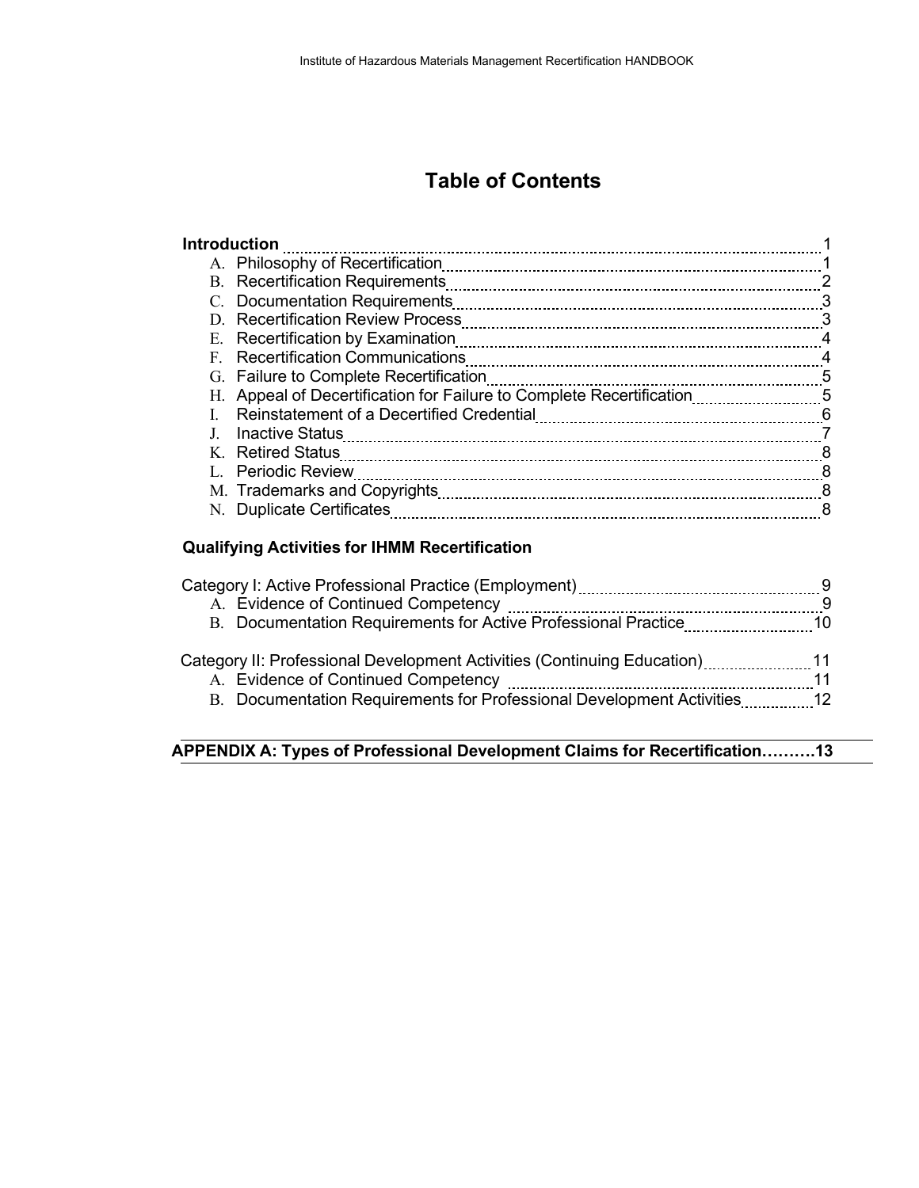# Table of Contents

**Introduction** ........................................ 1

A. Philosophy of Recertification ........................................ 1
B. Recertification Requirements ........................................ 2
C. Documentation Requirements ........................................ 3
D. Recertification Review Process ........................................ 3
E. Recertification by Examination ........................................ 4
F. Recertification Communications ........................................ 4
G. Failure to Complete Recertification ........................................ 5
H. Appeal of Decertification for Failure to Complete Recertification ........................................ 5
I. Reinstatement of a Decertified Credential ........................................ 6
J. Inactive Status ........................................ 7
K. Retired Status ........................................ 8
L. Periodic Review ........................................ 8
M. Trademarks and Copyrights ........................................ 8
N. Duplicate Certificates ........................................ 8

**Qualifying Activities for IHMM Recertification**

Category I: Active Professional Practice (Employment) ........................................ 9

A. Evidence of Continued Competency ........................................ 9
B. Documentation Requirements for Active Professional Practice ........................................ 10

Category II: Professional Development Activities (Continuing Education) ........................................ 11

A. Evidence of Continued Competency ........................................ 11
B. Documentation Requirements for Professional Development Activities ........................................ 12

**APPENDIX A: Types of Professional Development Claims for Recertification……….13**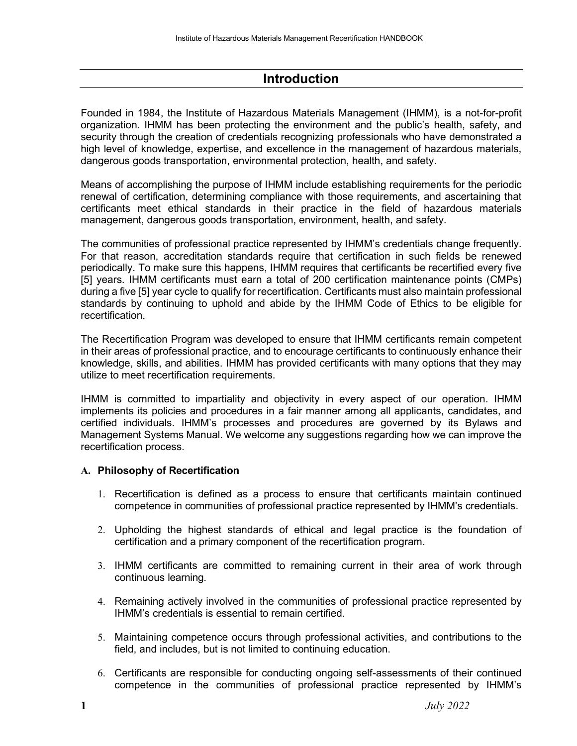# Introduction

Founded in 1984, the Institute of Hazardous Materials Management (IHMM), is a not-for-profit organization. IHMM has been protecting the environment and the public's health, safety, and security through the creation of credentials recognizing professionals who have demonstrated a high level of knowledge, expertise, and excellence in the management of hazardous materials, dangerous goods transportation, environmental protection, health, and safety.

Means of accomplishing the purpose of IHMM include establishing requirements for the periodic renewal of certification, determining compliance with those requirements, and ascertaining that certificants meet ethical standards in their practice in the field of hazardous materials management, dangerous goods transportation, environment, health, and safety.

The communities of professional practice represented by IHMM's credentials change frequently. For that reason, accreditation standards require that certification in such fields be renewed periodically. To make sure this happens, IHMM requires that certificants be recertified every five [5] years. IHMM certificants must earn a total of 200 certification maintenance points (CMPs) during a five [5] year cycle to qualify for recertification. Certificants must also maintain professional standards by continuing to uphold and abide by the IHMM Code of Ethics to be eligible for recertification.

The Recertification Program was developed to ensure that IHMM certificants remain competent in their areas of professional practice, and to encourage certificants to continuously enhance their knowledge, skills, and abilities. IHMM has provided certificants with many options that they may utilize to meet recertification requirements.

IHMM is committed to impartiality and objectivity in every aspect of our operation. IHMM implements its policies and procedures in a fair manner among all applicants, candidates, and certified individuals. IHMM's processes and procedures are governed by its Bylaws and Management Systems Manual. We welcome any suggestions regarding how we can improve the recertification process.

### A. Philosophy of Recertification

1. Recertification is defined as a process to ensure that certificants maintain continued competence in communities of professional practice represented by IHMM's credentials.

2. Upholding the highest standards of ethical and legal practice is the foundation of certification and a primary component of the recertification program.

3. IHMM certificants are committed to remaining current in their area of work through continuous learning.

4. Remaining actively involved in the communities of professional practice represented by IHMM's credentials is essential to remain certified.

5. Maintaining competence occurs through professional activities, and contributions to the field, and includes, but is not limited to continuing education.

6. Certificants are responsible for conducting ongoing self-assessments of their continued competence in the communities of professional practice represented by IHMM's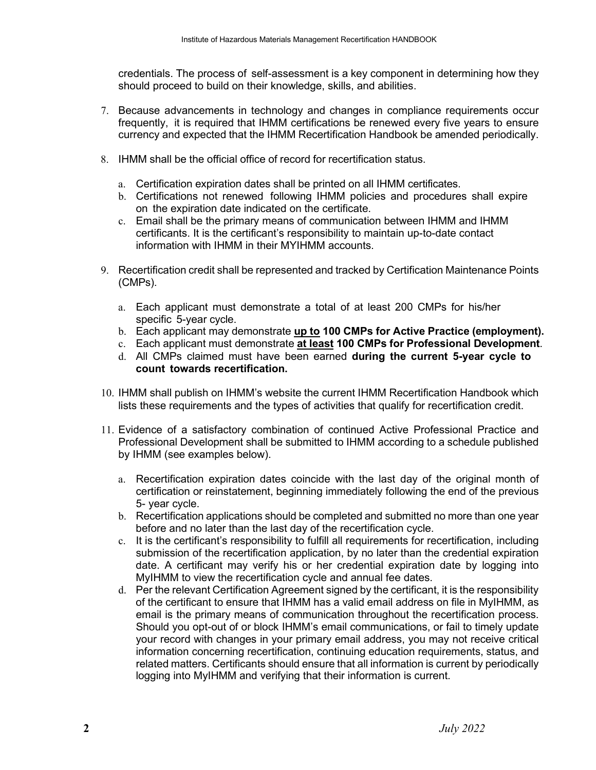credentials. The process of self-assessment is a key component in determining how they should proceed to build on their knowledge, skills, and abilities.

7. Because advancements in technology and changes in compliance requirements occur frequently, it is required that IHMM certifications be renewed every five years to ensure currency and expected that the IHMM Recertification Handbook be amended periodically.

8. IHMM shall be the official office of record for recertification status.

    a. Certification expiration dates shall be printed on all IHMM certificates.
    b. Certifications not renewed following IHMM policies and procedures shall expire on the expiration date indicated on the certificate.
    c. Email shall be the primary means of communication between IHMM and IHMM certificants. It is the certificant's responsibility to maintain up-to-date contact information with IHMM in their MYIHMM accounts.

9. Recertification credit shall be represented and tracked by Certification Maintenance Points (CMPs).

    a. Each applicant must demonstrate a total of at least 200 CMPs for his/her specific 5-year cycle.
    b. Each applicant may demonstrate **<u>up to</u> 100 CMPs for Active Practice (employment).**
    c. Each applicant must demonstrate **<u>at least</u> 100 CMPs for Professional Development**.
    d. All CMPs claimed must have been earned **during the current 5-year cycle to count towards recertification.**

10. IHMM shall publish on IHMM's website the current IHMM Recertification Handbook which lists these requirements and the types of activities that qualify for recertification credit.

11. Evidence of a satisfactory combination of continued Active Professional Practice and Professional Development shall be submitted to IHMM according to a schedule published by IHMM (see examples below).

    a. Recertification expiration dates coincide with the last day of the original month of certification or reinstatement, beginning immediately following the end of the previous 5- year cycle.
    b. Recertification applications should be completed and submitted no more than one year before and no later than the last day of the recertification cycle.
    c. It is the certificant's responsibility to fulfill all requirements for recertification, including submission of the recertification application, by no later than the credential expiration date. A certificant may verify his or her credential expiration date by logging into MyIHMM to view the recertification cycle and annual fee dates.
    d. Per the relevant Certification Agreement signed by the certificant, it is the responsibility of the certificant to ensure that IHMM has a valid email address on file in MyIHMM, as email is the primary means of communication throughout the recertification process. Should you opt-out of or block IHMM's email communications, or fail to timely update your record with changes in your primary email address, you may not receive critical information concerning recertification, continuing education requirements, status, and related matters. Certificants should ensure that all information is current by periodically logging into MyIHMM and verifying that their information is current.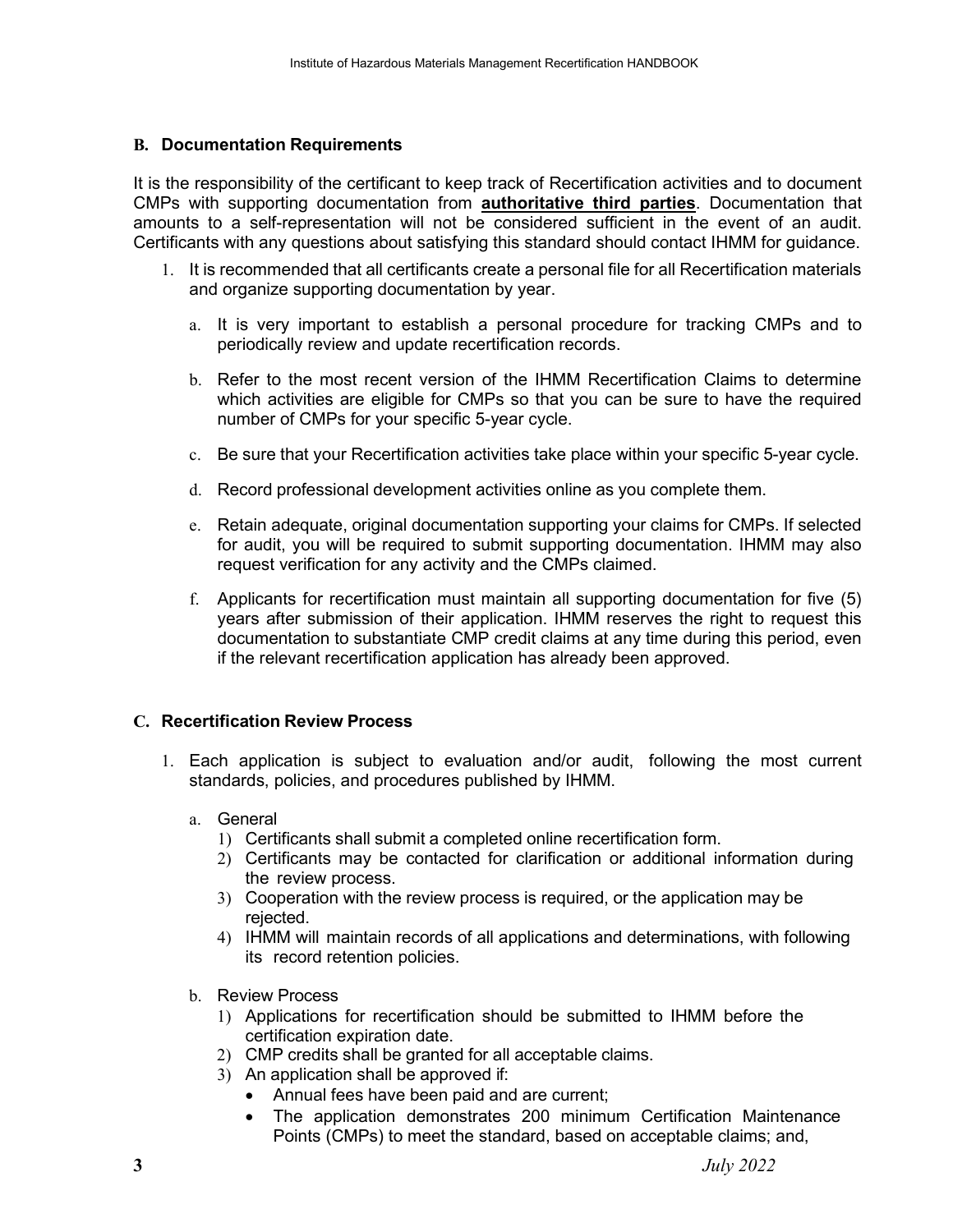## B. Documentation Requirements

It is the responsibility of the certificant to keep track of Recertification activities and to document CMPs with supporting documentation from **authoritative third parties**. Documentation that amounts to a self-representation will not be considered sufficient in the event of an audit. Certificants with any questions about satisfying this standard should contact IHMM for guidance.

1. It is recommended that all certificants create a personal file for all Recertification materials and organize supporting documentation by year.
   a. It is very important to establish a personal procedure for tracking CMPs and to periodically review and update recertification records.
   b. Refer to the most recent version of the IHMM Recertification Claims to determine which activities are eligible for CMPs so that you can be sure to have the required number of CMPs for your specific 5-year cycle.
   c. Be sure that your Recertification activities take place within your specific 5-year cycle.
   d. Record professional development activities online as you complete them.
   e. Retain adequate, original documentation supporting your claims for CMPs. If selected for audit, you will be required to submit supporting documentation. IHMM may also request verification for any activity and the CMPs claimed.
   f. Applicants for recertification must maintain all supporting documentation for five (5) years after submission of their application. IHMM reserves the right to request this documentation to substantiate CMP credit claims at any time during this period, even if the relevant recertification application has already been approved.

## C. Recertification Review Process

1. Each application is subject to evaluation and/or audit, following the most current standards, policies, and procedures published by IHMM.
   a. General
      1) Certificants shall submit a completed online recertification form.
      2) Certificants may be contacted for clarification or additional information during the review process.
      3) Cooperation with the review process is required, or the application may be rejected.
      4) IHMM will maintain records of all applications and determinations, with following its record retention policies.
   b. Review Process
      1) Applications for recertification should be submitted to IHMM before the certification expiration date.
      2) CMP credits shall be granted for all acceptable claims.
      3) An application shall be approved if:
         - Annual fees have been paid and are current;
         - The application demonstrates 200 minimum Certification Maintenance Points (CMPs) to meet the standard, based on acceptable claims; and,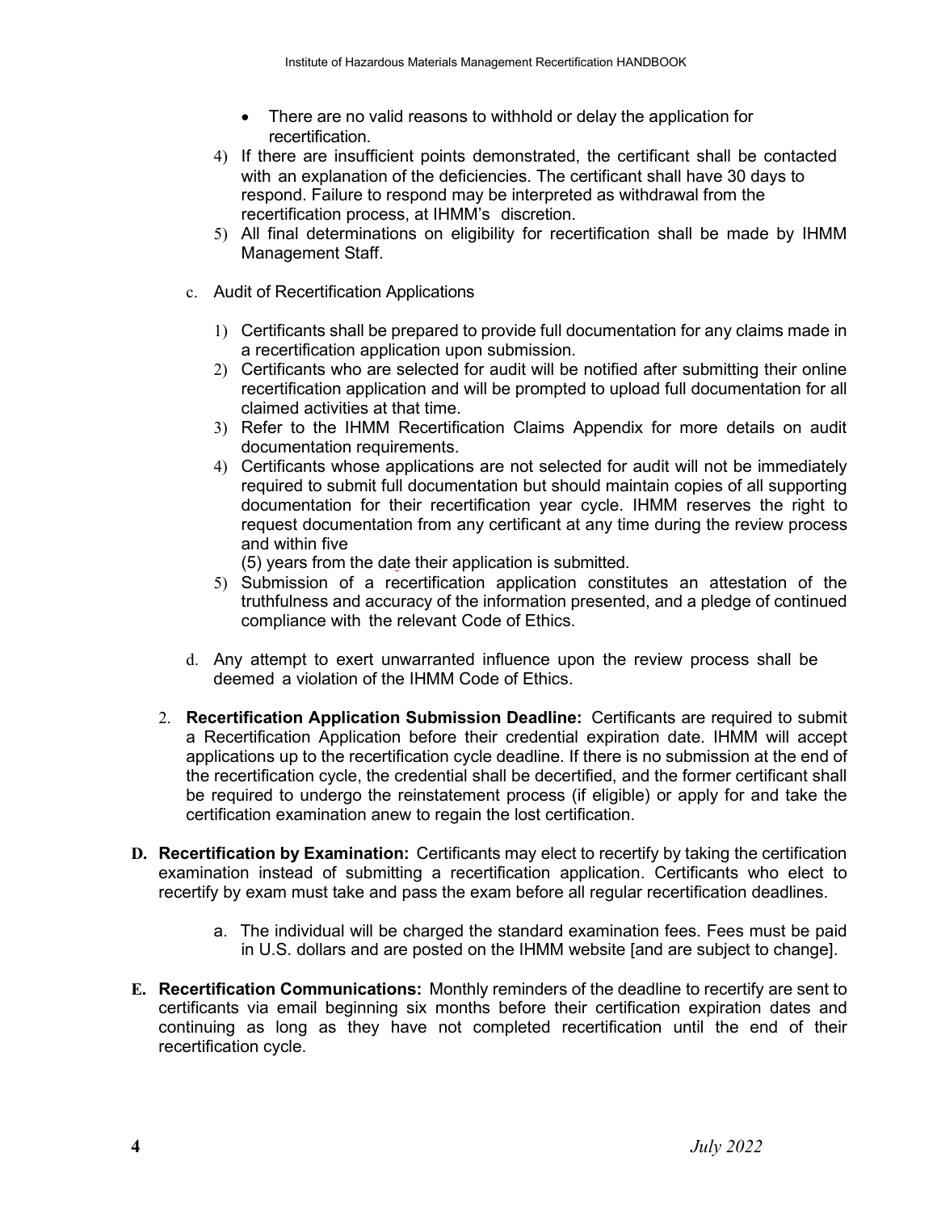- There are no valid reasons to withhold or delay the application for recertification.

4) If there are insufficient points demonstrated, the certificant shall be contacted with an explanation of the deficiencies. The certificant shall have 30 days to respond. Failure to respond may be interpreted as withdrawal from the recertification process, at IHMM's discretion.
5) All final determinations on eligibility for recertification shall be made by IHMM Management Staff.

c. Audit of Recertification Applications

1) Certificants shall be prepared to provide full documentation for any claims made in a recertification application upon submission.
2) Certificants who are selected for audit will be notified after submitting their online recertification application and will be prompted to upload full documentation for all claimed activities at that time.
3) Refer to the IHMM Recertification Claims Appendix for more details on audit documentation requirements.
4) Certificants whose applications are not selected for audit will not be immediately required to submit full documentation but should maintain copies of all supporting documentation for their recertification year cycle. IHMM reserves the right to request documentation from any certificant at any time during the review process and within five (5) years from the date their application is submitted.
5) Submission of a recertification application constitutes an attestation of the truthfulness and accuracy of the information presented, and a pledge of continued compliance with the relevant Code of Ethics.

d. Any attempt to exert unwarranted influence upon the review process shall be deemed a violation of the IHMM Code of Ethics.

2. **Recertification Application Submission Deadline:** Certificants are required to submit a Recertification Application before their credential expiration date. IHMM will accept applications up to the recertification cycle deadline. If there is no submission at the end of the recertification cycle, the credential shall be decertified, and the former certificant shall be required to undergo the reinstatement process (if eligible) or apply for and take the certification examination anew to regain the lost certification.

**D. Recertification by Examination:** Certificants may elect to recertify by taking the certification examination instead of submitting a recertification application. Certificants who elect to recertify by exam must take and pass the exam before all regular recertification deadlines.

a. The individual will be charged the standard examination fees. Fees must be paid in U.S. dollars and are posted on the IHMM website [and are subject to change].

**E. Recertification Communications:** Monthly reminders of the deadline to recertify are sent to certificants via email beginning six months before their certification expiration dates and continuing as long as they have not completed recertification until the end of their recertification cycle.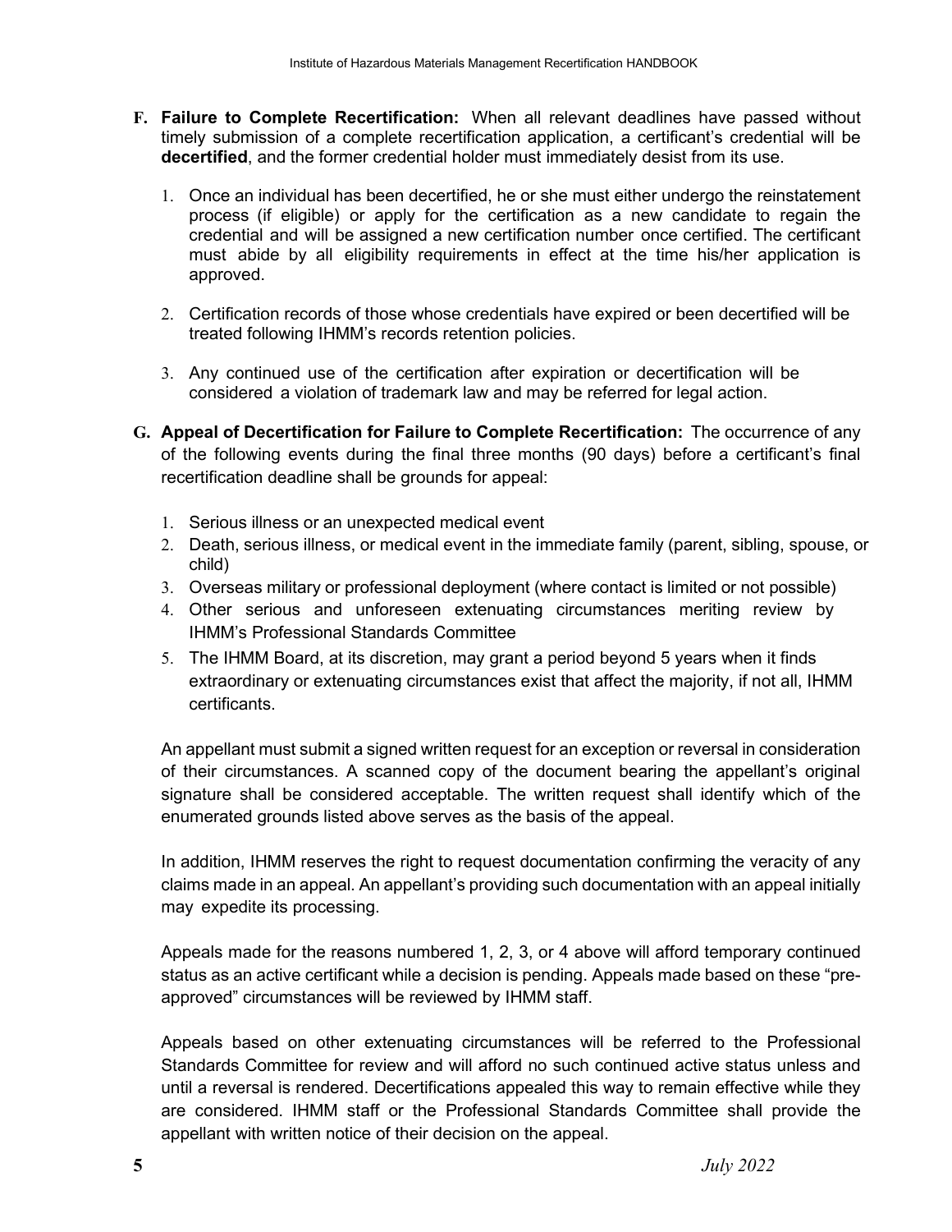**F. Failure to Complete Recertification:** When all relevant deadlines have passed without timely submission of a complete recertification application, a certificant's credential will be **decertified**, and the former credential holder must immediately desist from its use.

1. Once an individual has been decertified, he or she must either undergo the reinstatement process (if eligible) or apply for the certification as a new candidate to regain the credential and will be assigned a new certification number once certified. The certificant must abide by all eligibility requirements in effect at the time his/her application is approved.

2. Certification records of those whose credentials have expired or been decertified will be treated following IHMM's records retention policies.

3. Any continued use of the certification after expiration or decertification will be considered a violation of trademark law and may be referred for legal action.

**G. Appeal of Decertification for Failure to Complete Recertification:** The occurrence of any of the following events during the final three months (90 days) before a certificant's final recertification deadline shall be grounds for appeal:

1. Serious illness or an unexpected medical event
2. Death, serious illness, or medical event in the immediate family (parent, sibling, spouse, or child)
3. Overseas military or professional deployment (where contact is limited or not possible)
4. Other serious and unforeseen extenuating circumstances meriting review by IHMM's Professional Standards Committee
5. The IHMM Board, at its discretion, may grant a period beyond 5 years when it finds extraordinary or extenuating circumstances exist that affect the majority, if not all, IHMM certificants.

An appellant must submit a signed written request for an exception or reversal in consideration of their circumstances. A scanned copy of the document bearing the appellant's original signature shall be considered acceptable. The written request shall identify which of the enumerated grounds listed above serves as the basis of the appeal.

In addition, IHMM reserves the right to request documentation confirming the veracity of any claims made in an appeal. An appellant's providing such documentation with an appeal initially may expedite its processing.

Appeals made for the reasons numbered 1, 2, 3, or 4 above will afford temporary continued status as an active certificant while a decision is pending. Appeals made based on these "pre-approved" circumstances will be reviewed by IHMM staff.

Appeals based on other extenuating circumstances will be referred to the Professional Standards Committee for review and will afford no such continued active status unless and until a reversal is rendered. Decertifications appealed this way to remain effective while they are considered. IHMM staff or the Professional Standards Committee shall provide the appellant with written notice of their decision on the appeal.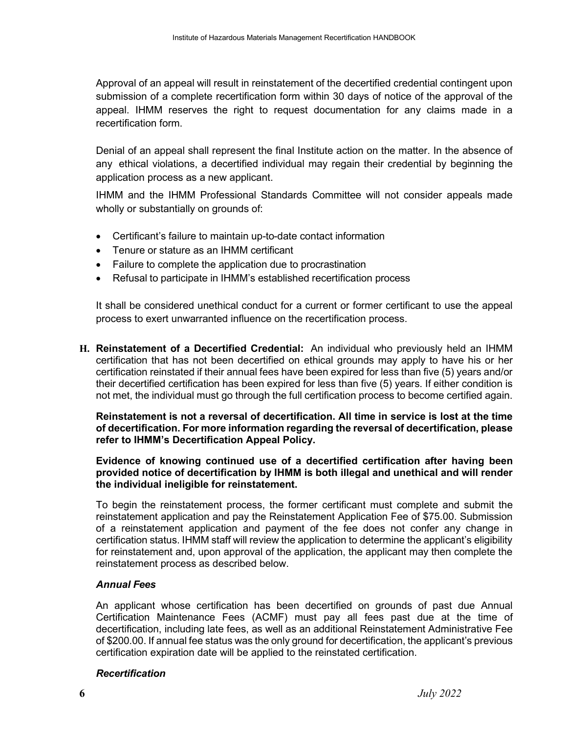Approval of an appeal will result in reinstatement of the decertified credential contingent upon submission of a complete recertification form within 30 days of notice of the approval of the appeal. IHMM reserves the right to request documentation for any claims made in a recertification form.

Denial of an appeal shall represent the final Institute action on the matter. In the absence of any ethical violations, a decertified individual may regain their credential by beginning the application process as a new applicant.

IHMM and the IHMM Professional Standards Committee will not consider appeals made wholly or substantially on grounds of:

- Certificant's failure to maintain up-to-date contact information
- Tenure or stature as an IHMM certificant
- Failure to complete the application due to procrastination
- Refusal to participate in IHMM's established recertification process

It shall be considered unethical conduct for a current or former certificant to use the appeal process to exert unwarranted influence on the recertification process.

**H. Reinstatement of a Decertified Credential:** An individual who previously held an IHMM certification that has not been decertified on ethical grounds may apply to have his or her certification reinstated if their annual fees have been expired for less than five (5) years and/or their decertified certification has been expired for less than five (5) years. If either condition is not met, the individual must go through the full certification process to become certified again.

**Reinstatement is not a reversal of decertification. All time in service is lost at the time of decertification. For more information regarding the reversal of decertification, please refer to IHMM's Decertification Appeal Policy.**

**Evidence of knowing continued use of a decertified certification after having been provided notice of decertification by IHMM is both illegal and unethical and will render the individual ineligible for reinstatement.**

To begin the reinstatement process, the former certificant must complete and submit the reinstatement application and pay the Reinstatement Application Fee of $75.00. Submission of a reinstatement application and payment of the fee does not confer any change in certification status. IHMM staff will review the application to determine the applicant's eligibility for reinstatement and, upon approval of the application, the applicant may then complete the reinstatement process as described below.

***Annual Fees***

An applicant whose certification has been decertified on grounds of past due Annual Certification Maintenance Fees (ACMF) must pay all fees past due at the time of decertification, including late fees, as well as an additional Reinstatement Administrative Fee of $200.00. If annual fee status was the only ground for decertification, the applicant's previous certification expiration date will be applied to the reinstated certification.

***Recertification***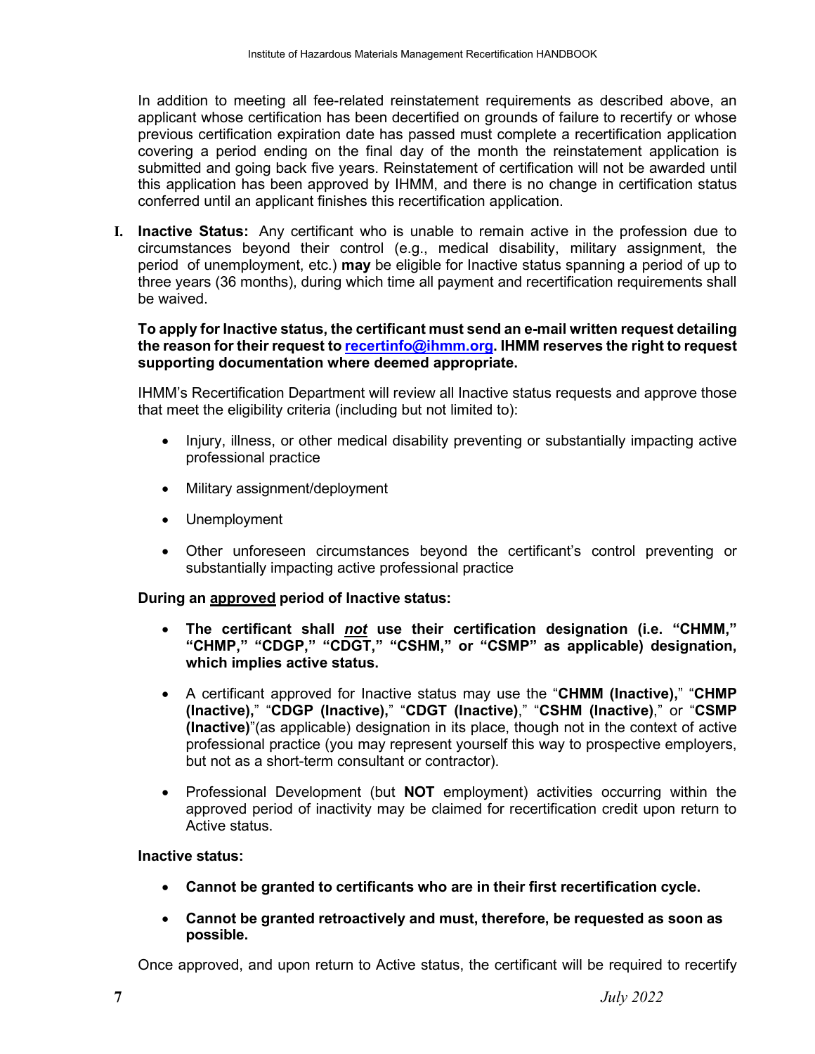In addition to meeting all fee-related reinstatement requirements as described above, an applicant whose certification has been decertified on grounds of failure to recertify or whose previous certification expiration date has passed must complete a recertification application covering a period ending on the final day of the month the reinstatement application is submitted and going back five years. Reinstatement of certification will not be awarded until this application has been approved by IHMM, and there is no change in certification status conferred until an applicant finishes this recertification application.

**I. Inactive Status:** Any certificant who is unable to remain active in the profession due to circumstances beyond their control (e.g., medical disability, military assignment, the period of unemployment, etc.) **may** be eligible for Inactive status spanning a period of up to three years (36 months), during which time all payment and recertification requirements shall be waived.

**To apply for Inactive status, the certificant must send an e-mail written request detailing the reason for their request to [recertinfo@ihmm.org](mailto:recertinfo@ihmm.org). IHMM reserves the right to request supporting documentation where deemed appropriate.**

IHMM's Recertification Department will review all Inactive status requests and approve those that meet the eligibility criteria (including but not limited to):

- Injury, illness, or other medical disability preventing or substantially impacting active professional practice
- Military assignment/deployment
- Unemployment
- Other unforeseen circumstances beyond the certificant's control preventing or substantially impacting active professional practice

**During an <u>approved</u> period of Inactive status:**

- **The certificant shall _not_ use their certification designation (i.e. "CHMM," "CHMP," "CDGP," "CDGT," "CSHM," or "CSMP" as applicable) designation, which implies active status.**
- A certificant approved for Inactive status may use the "**CHMM (Inactive),**" "**CHMP (Inactive),**" "**CDGP (Inactive),**" "**CDGT (Inactive)**," "**CSHM (Inactive)**," or "**CSMP (Inactive)**"(as applicable) designation in its place, though not in the context of active professional practice (you may represent yourself this way to prospective employers, but not as a short-term consultant or contractor).
- Professional Development (but **NOT** employment) activities occurring within the approved period of inactivity may be claimed for recertification credit upon return to Active status.

**Inactive status:**

- **Cannot be granted to certificants who are in their first recertification cycle.**
- **Cannot be granted retroactively and must, therefore, be requested as soon as possible.**

Once approved, and upon return to Active status, the certificant will be required to recertify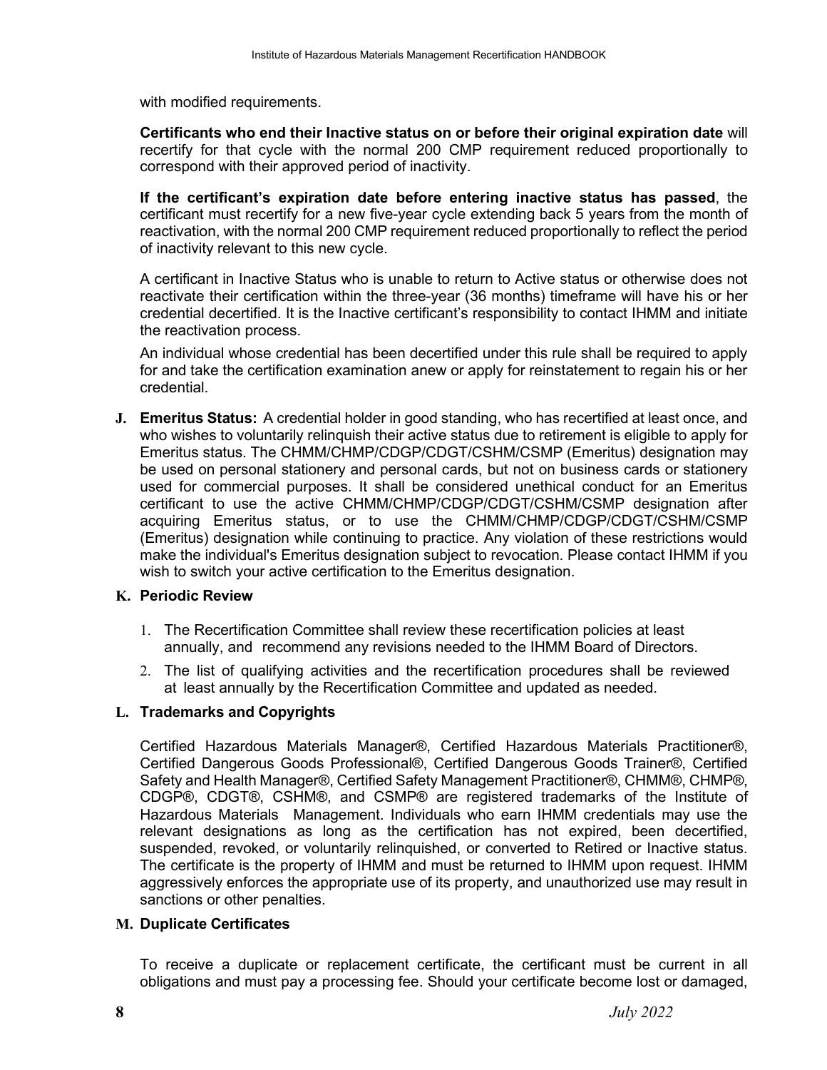with modified requirements.

**Certificants who end their Inactive status on or before their original expiration date** will recertify for that cycle with the normal 200 CMP requirement reduced proportionally to correspond with their approved period of inactivity.

**If the certificant's expiration date before entering inactive status has passed**, the certificant must recertify for a new five-year cycle extending back 5 years from the month of reactivation, with the normal 200 CMP requirement reduced proportionally to reflect the period of inactivity relevant to this new cycle.

A certificant in Inactive Status who is unable to return to Active status or otherwise does not reactivate their certification within the three-year (36 months) timeframe will have his or her credential decertified. It is the Inactive certificant's responsibility to contact IHMM and initiate the reactivation process.

An individual whose credential has been decertified under this rule shall be required to apply for and take the certification examination anew or apply for reinstatement to regain his or her credential.

**J. Emeritus Status:** A credential holder in good standing, who has recertified at least once, and who wishes to voluntarily relinquish their active status due to retirement is eligible to apply for Emeritus status. The CHMM/CHMP/CDGP/CDGT/CSHM/CSMP (Emeritus) designation may be used on personal stationery and personal cards, but not on business cards or stationery used for commercial purposes. It shall be considered unethical conduct for an Emeritus certificant to use the active CHMM/CHMP/CDGP/CDGT/CSHM/CSMP designation after acquiring Emeritus status, or to use the CHMM/CHMP/CDGP/CDGT/CSHM/CSMP (Emeritus) designation while continuing to practice. Any violation of these restrictions would make the individual's Emeritus designation subject to revocation. Please contact IHMM if you wish to switch your active certification to the Emeritus designation.

**K. Periodic Review**

1. The Recertification Committee shall review these recertification policies at least annually, and recommend any revisions needed to the IHMM Board of Directors.
2. The list of qualifying activities and the recertification procedures shall be reviewed at least annually by the Recertification Committee and updated as needed.

**L. Trademarks and Copyrights**

Certified Hazardous Materials Manager®, Certified Hazardous Materials Practitioner®, Certified Dangerous Goods Professional®, Certified Dangerous Goods Trainer®, Certified Safety and Health Manager®, Certified Safety Management Practitioner®, CHMM®, CHMP®, CDGP®, CDGT®, CSHM®, and CSMP® are registered trademarks of the Institute of Hazardous Materials Management. Individuals who earn IHMM credentials may use the relevant designations as long as the certification has not expired, been decertified, suspended, revoked, or voluntarily relinquished, or converted to Retired or Inactive status. The certificate is the property of IHMM and must be returned to IHMM upon request. IHMM aggressively enforces the appropriate use of its property, and unauthorized use may result in sanctions or other penalties.

**M. Duplicate Certificates**

To receive a duplicate or replacement certificate, the certificant must be current in all obligations and must pay a processing fee. Should your certificate become lost or damaged,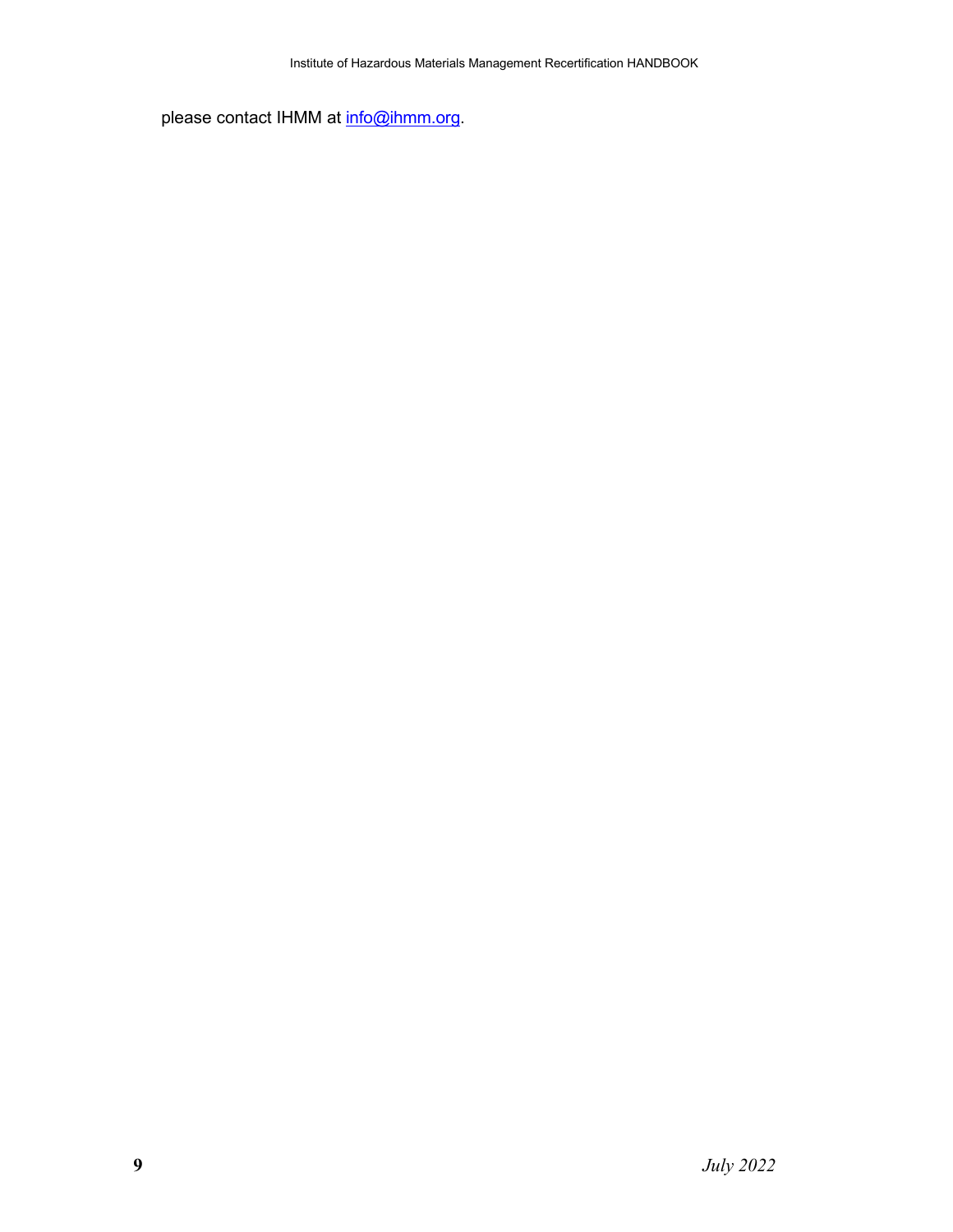please contact IHMM at [info@ihmm.org](mailto:info@ihmm.org).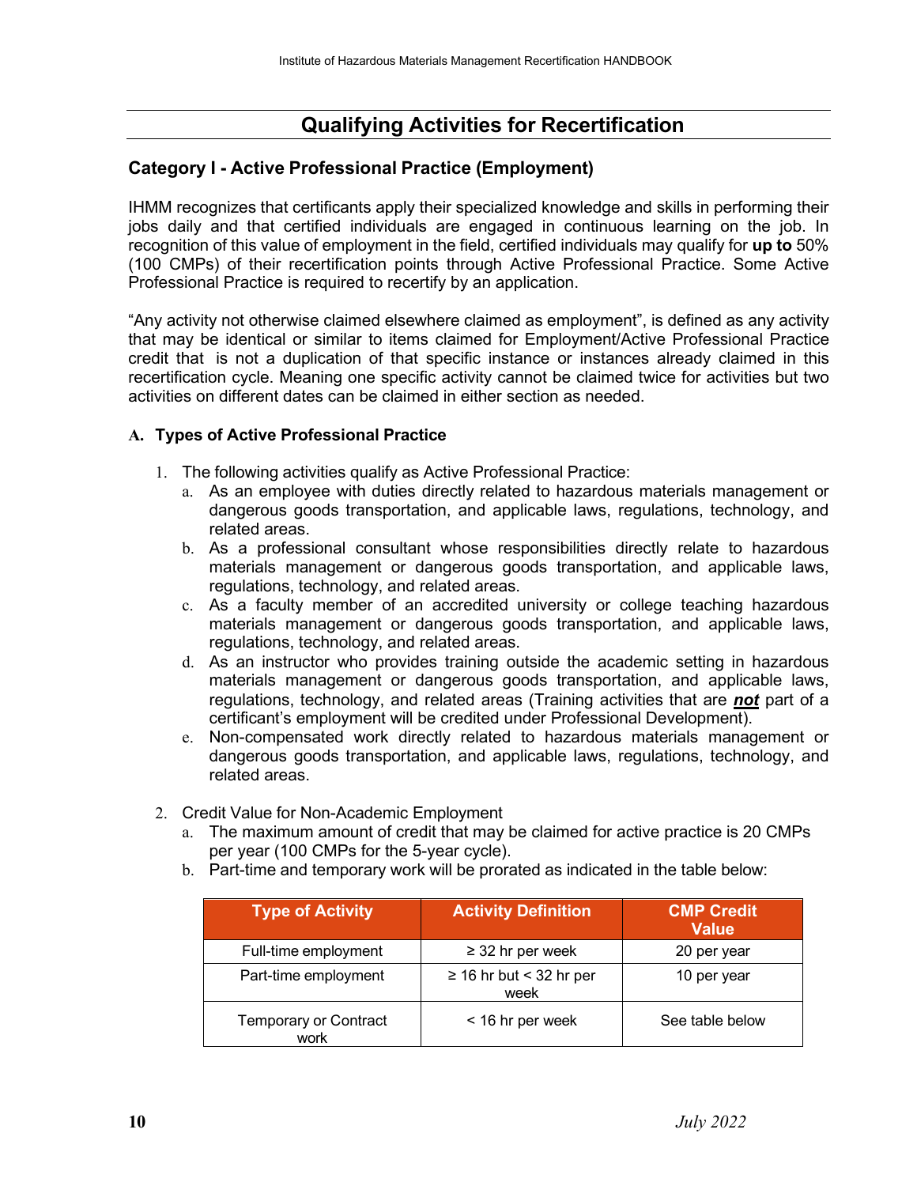## Qualifying Activities for Recertification

### Category I - Active Professional Practice (Employment)

IHMM recognizes that certificants apply their specialized knowledge and skills in performing their jobs daily and that certified individuals are engaged in continuous learning on the job. In recognition of this value of employment in the field, certified individuals may qualify for **up to** 50% (100 CMPs) of their recertification points through Active Professional Practice. Some Active Professional Practice is required to recertify by an application.

"Any activity not otherwise claimed elsewhere claimed as employment", is defined as any activity that may be identical or similar to items claimed for Employment/Active Professional Practice credit that is not a duplication of that specific instance or instances already claimed in this recertification cycle. Meaning one specific activity cannot be claimed twice for activities but two activities on different dates can be claimed in either section as needed.

**A. Types of Active Professional Practice**

1. The following activities qualify as Active Professional Practice:
   a. As an employee with duties directly related to hazardous materials management or dangerous goods transportation, and applicable laws, regulations, technology, and related areas.
   b. As a professional consultant whose responsibilities directly relate to hazardous materials management or dangerous goods transportation, and applicable laws, regulations, technology, and related areas.
   c. As a faculty member of an accredited university or college teaching hazardous materials management or dangerous goods transportation, and applicable laws, regulations, technology, and related areas.
   d. As an instructor who provides training outside the academic setting in hazardous materials management or dangerous goods transportation, and applicable laws, regulations, technology, and related areas (Training activities that are ***not*** part of a certificant's employment will be credited under Professional Development).
   e. Non-compensated work directly related to hazardous materials management or dangerous goods transportation, and applicable laws, regulations, technology, and related areas.

2. Credit Value for Non-Academic Employment
   a. The maximum amount of credit that may be claimed for active practice is 20 CMPs per year (100 CMPs for the 5-year cycle).
   b. Part-time and temporary work will be prorated as indicated in the table below:

| Type of Activity | Activity Definition | CMP Credit Value |
|---|---|---|
| Full-time employment | ≥ 32 hr per week | 20 per year |
| Part-time employment | ≥ 16 hr but < 32 hr per week | 10 per year |
| Temporary or Contract work | < 16 hr per week | See table below |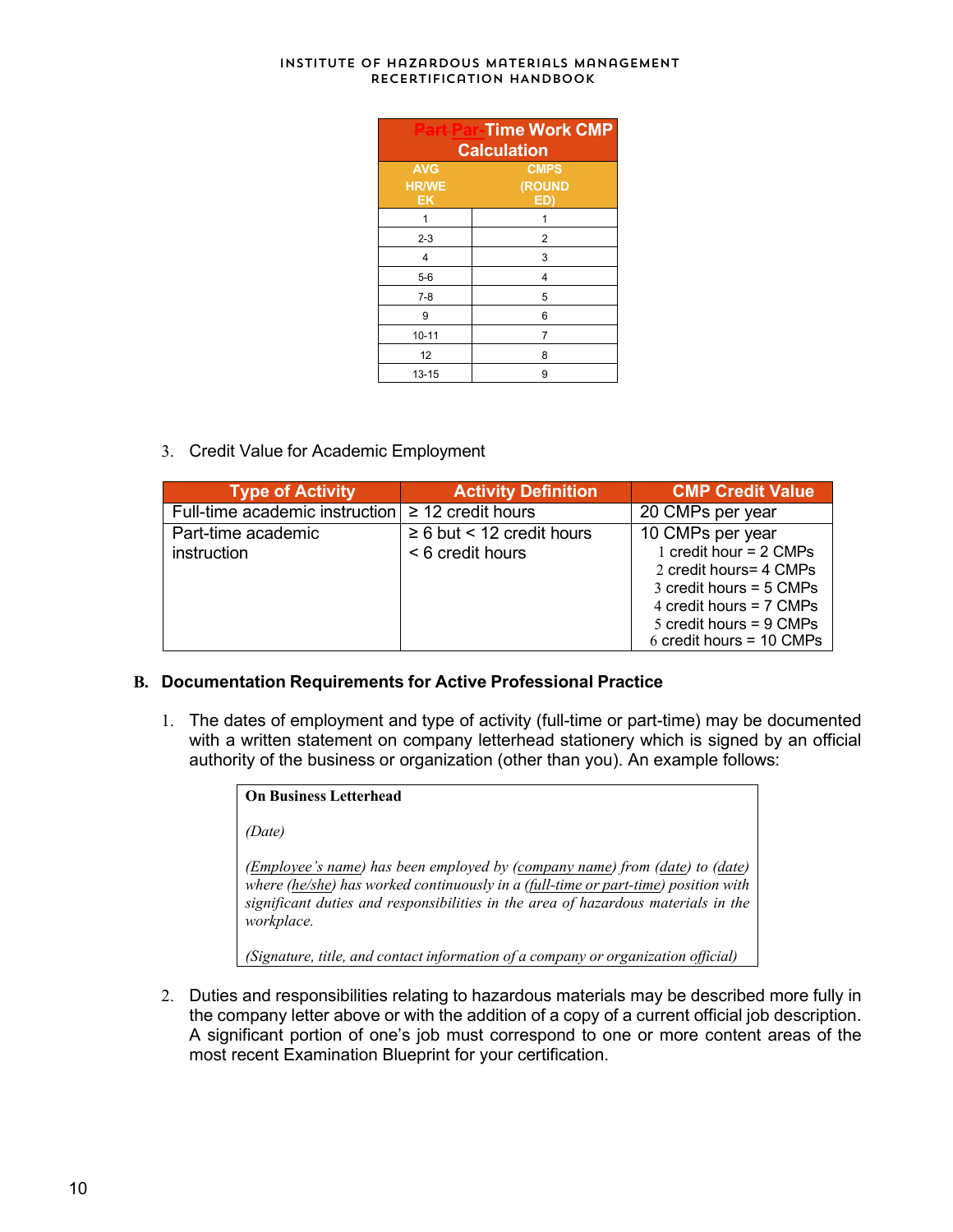| ~~Part~~ Par-Time Work CMP Calculation | |
|---|---|
| AVG HR/WEEK | CMPS (ROUNDED) |
| 1 | 1 |
| 2-3 | 2 |
| 4 | 3 |
| 5-6 | 4 |
| 7-8 | 5 |
| 9 | 6 |
| 10-11 | 7 |
| 12 | 8 |
| 13-15 | 9 |

3. Credit Value for Academic Employment

| Type of Activity | Activity Definition | CMP Credit Value |
|---|---|---|
| Full-time academic instruction | ≥ 12 credit hours | 20 CMPs per year |
| Part-time academic instruction | ≥ 6 but < 12 credit hours<br>< 6 credit hours | 10 CMPs per year<br>1 credit hour = 2 CMPs<br>2 credit hours= 4 CMPs<br>3 credit hours = 5 CMPs<br>4 credit hours = 7 CMPs<br>5 credit hours = 9 CMPs<br>6 credit hours = 10 CMPs |

**B. Documentation Requirements for Active Professional Practice**

1. The dates of employment and type of activity (full-time or part-time) may be documented with a written statement on company letterhead stationery which is signed by an official authority of the business or organization (other than you). An example follows:

> **On Business Letterhead**
>
> *(Date)*
>
> *(Employee's name) has been employed by (company name) from (date) to (date) where (he/she) has worked continuously in a (full-time or part-time) position with significant duties and responsibilities in the area of hazardous materials in the workplace.*
>
> *(Signature, title, and contact information of a company or organization official)*

2. Duties and responsibilities relating to hazardous materials may be described more fully in the company letter above or with the addition of a copy of a current official job description. A significant portion of one's job must correspond to one or more content areas of the most recent Examination Blueprint for your certification.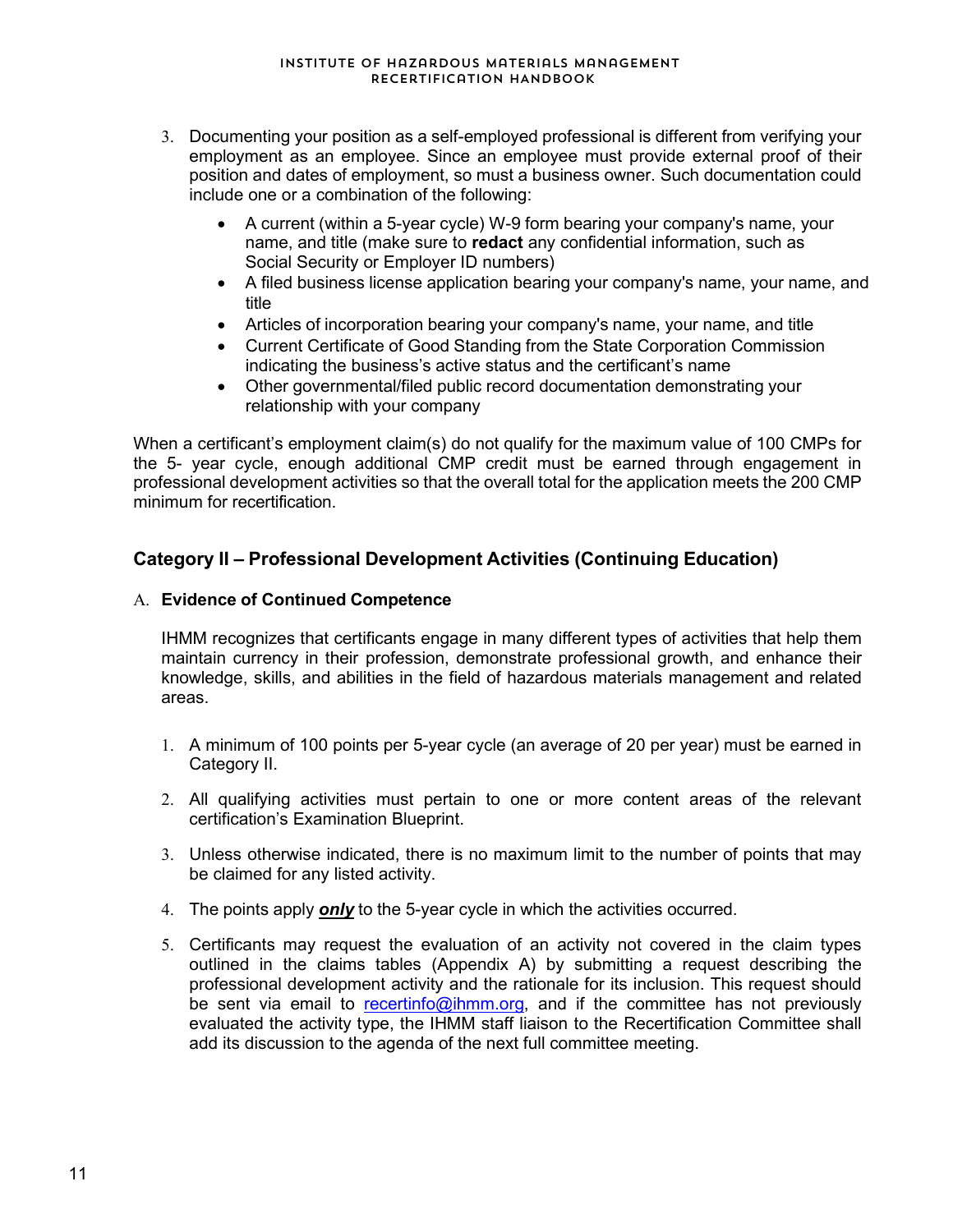3. Documenting your position as a self-employed professional is different from verifying your employment as an employee. Since an employee must provide external proof of their position and dates of employment, so must a business owner. Such documentation could include one or a combination of the following:

   - A current (within a 5-year cycle) W-9 form bearing your company's name, your name, and title (make sure to **redact** any confidential information, such as Social Security or Employer ID numbers)
   - A filed business license application bearing your company's name, your name, and title
   - Articles of incorporation bearing your company's name, your name, and title
   - Current Certificate of Good Standing from the State Corporation Commission indicating the business's active status and the certificant's name
   - Other governmental/filed public record documentation demonstrating your relationship with your company

When a certificant's employment claim(s) do not qualify for the maximum value of 100 CMPs for the 5- year cycle, enough additional CMP credit must be earned through engagement in professional development activities so that the overall total for the application meets the 200 CMP minimum for recertification.

## Category II – Professional Development Activities (Continuing Education)

A. **Evidence of Continued Competence**

IHMM recognizes that certificants engage in many different types of activities that help them maintain currency in their profession, demonstrate professional growth, and enhance their knowledge, skills, and abilities in the field of hazardous materials management and related areas.

1. A minimum of 100 points per 5-year cycle (an average of 20 per year) must be earned in Category II.

2. All qualifying activities must pertain to one or more content areas of the relevant certification's Examination Blueprint.

3. Unless otherwise indicated, there is no maximum limit to the number of points that may be claimed for any listed activity.

4. The points apply ***only*** to the 5-year cycle in which the activities occurred.

5. Certificants may request the evaluation of an activity not covered in the claim types outlined in the claims tables (Appendix A) by submitting a request describing the professional development activity and the rationale for its inclusion. This request should be sent via email to recertinfo@ihmm.org, and if the committee has not previously evaluated the activity type, the IHMM staff liaison to the Recertification Committee shall add its discussion to the agenda of the next full committee meeting.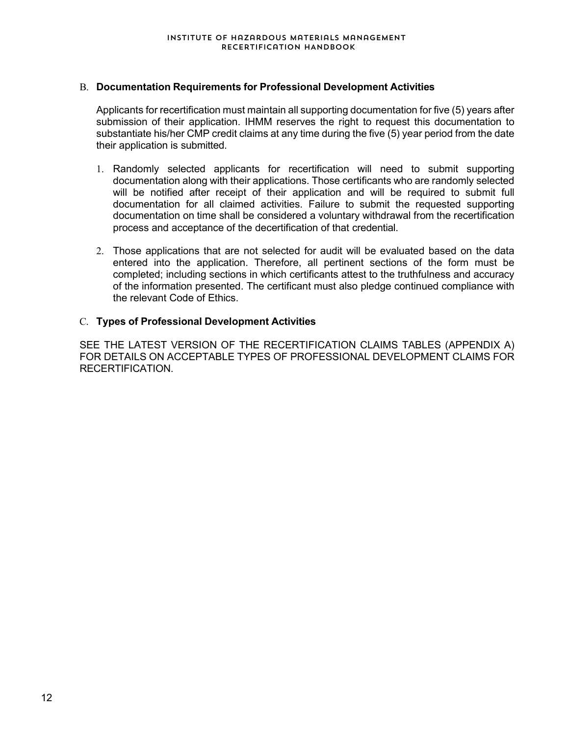### B. **Documentation Requirements for Professional Development Activities**

Applicants for recertification must maintain all supporting documentation for five (5) years after submission of their application. IHMM reserves the right to request this documentation to substantiate his/her CMP credit claims at any time during the five (5) year period from the date their application is submitted.

1. Randomly selected applicants for recertification will need to submit supporting documentation along with their applications. Those certificants who are randomly selected will be notified after receipt of their application and will be required to submit full documentation for all claimed activities. Failure to submit the requested supporting documentation on time shall be considered a voluntary withdrawal from the recertification process and acceptance of the decertification of that credential.

2. Those applications that are not selected for audit will be evaluated based on the data entered into the application. Therefore, all pertinent sections of the form must be completed; including sections in which certificants attest to the truthfulness and accuracy of the information presented. The certificant must also pledge continued compliance with the relevant Code of Ethics.

### C. **Types of Professional Development Activities**

SEE THE LATEST VERSION OF THE RECERTIFICATION CLAIMS TABLES (APPENDIX A) FOR DETAILS ON ACCEPTABLE TYPES OF PROFESSIONAL DEVELOPMENT CLAIMS FOR RECERTIFICATION.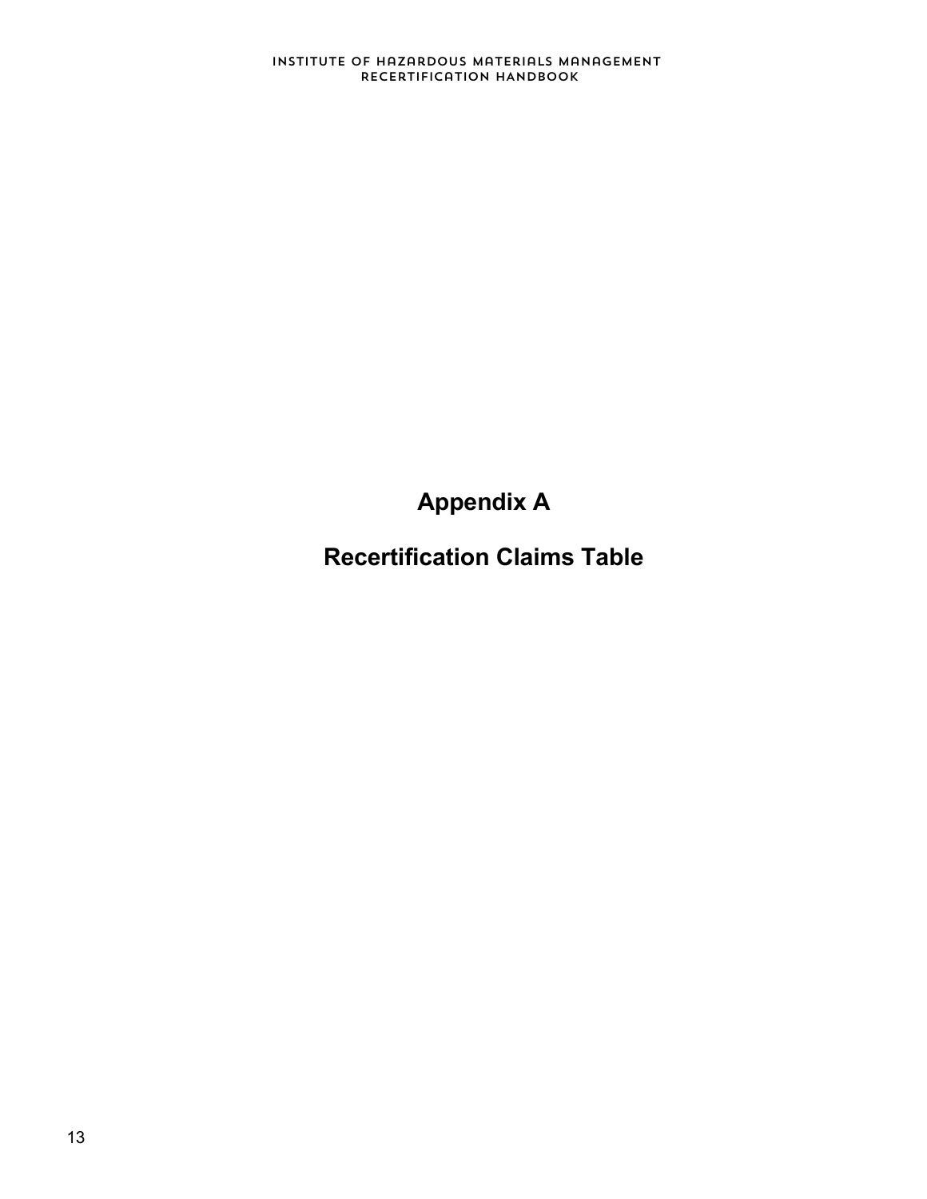# Appendix A

# Recertification Claims Table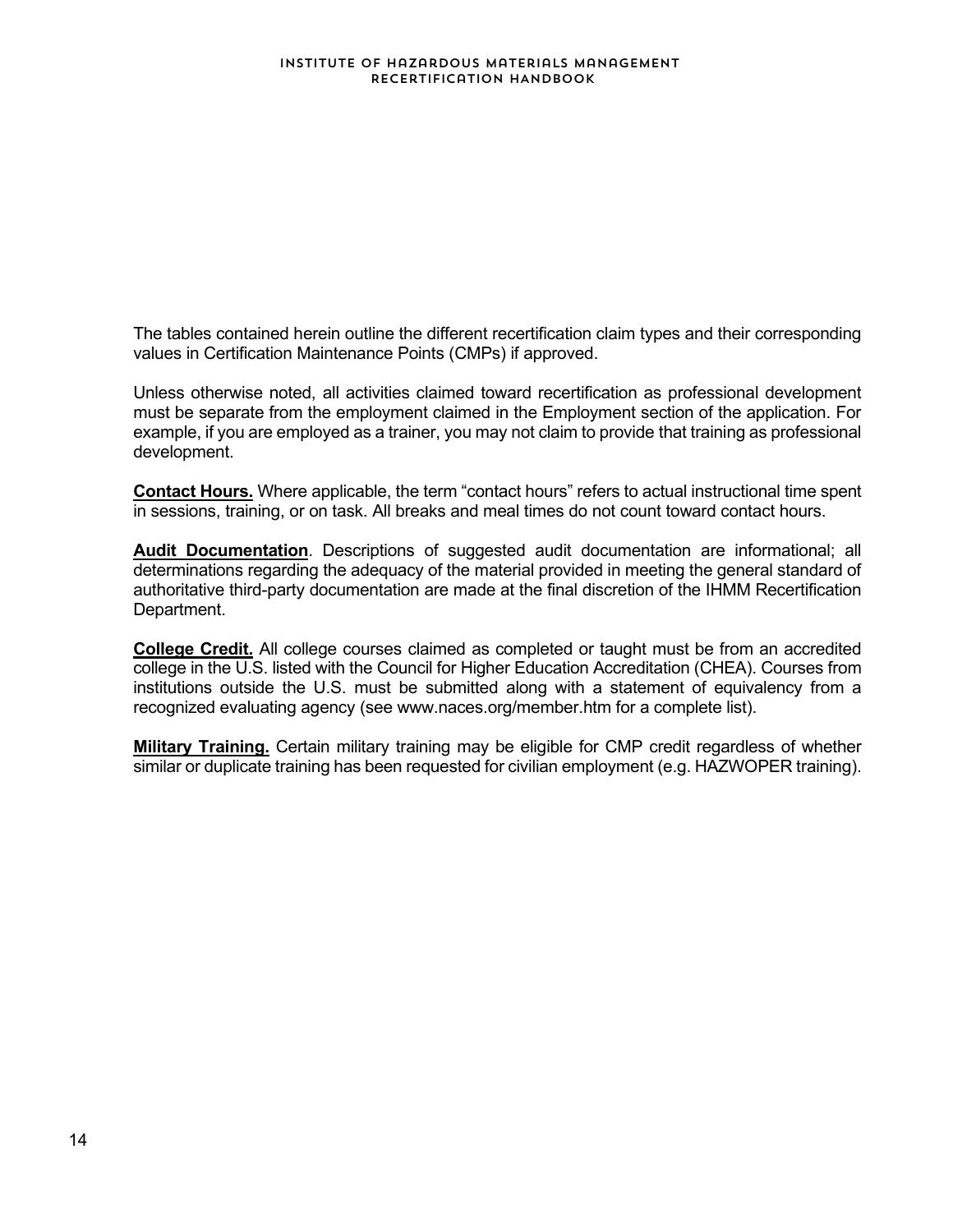The tables contained herein outline the different recertification claim types and their corresponding values in Certification Maintenance Points (CMPs) if approved.

Unless otherwise noted, all activities claimed toward recertification as professional development must be separate from the employment claimed in the Employment section of the application. For example, if you are employed as a trainer, you may not claim to provide that training as professional development.

**Contact Hours.** Where applicable, the term "contact hours" refers to actual instructional time spent in sessions, training, or on task. All breaks and meal times do not count toward contact hours.

**Audit Documentation**. Descriptions of suggested audit documentation are informational; all determinations regarding the adequacy of the material provided in meeting the general standard of authoritative third-party documentation are made at the final discretion of the IHMM Recertification Department.

**College Credit.** All college courses claimed as completed or taught must be from an accredited college in the U.S. listed with the Council for Higher Education Accreditation (CHEA). Courses from institutions outside the U.S. must be submitted along with a statement of equivalency from a recognized evaluating agency (see www.naces.org/member.htm for a complete list).

**Military Training.** Certain military training may be eligible for CMP credit regardless of whether similar or duplicate training has been requested for civilian employment (e.g. HAZWOPER training).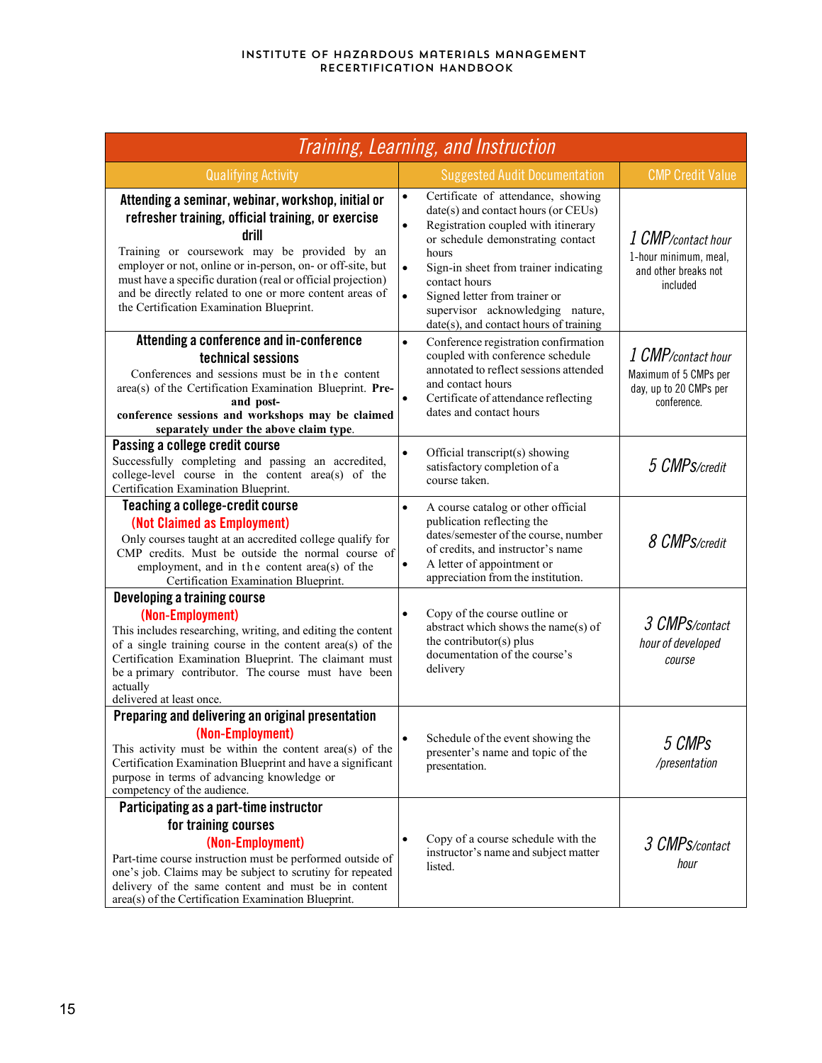| Training, Learning, and Instruction | | |
|---|---|---|
| **Qualifying Activity** | **Suggested Audit Documentation** | **CMP Credit Value** |
| **Attending a seminar, webinar, workshop, initial or refresher training, official training, or exercise drill**<br>Training or coursework may be provided by an employer or not, online or in-person, on- or off-site, but must have a specific duration (real or official projection) and be directly related to one or more content areas of the Certification Examination Blueprint. | • Certificate of attendance, showing date(s) and contact hours (or CEUs)<br>• Registration coupled with itinerary or schedule demonstrating contact hours<br>• Sign-in sheet from trainer indicating contact hours<br>• Signed letter from trainer or supervisor acknowledging nature, date(s), and contact hours of training | *1 CMP/contact hour*<br>1-hour minimum, meal, and other breaks not included |
| **Attending a conference and in-conference technical sessions**<br>Conferences and sessions must be in the content area(s) of the Certification Examination Blueprint. **Pre- and post-conference sessions and workshops may be claimed separately under the above claim type**. | • Conference registration confirmation coupled with conference schedule annotated to reflect sessions attended and contact hours<br>• Certificate of attendance reflecting dates and contact hours | *1 CMP/contact hour*<br>Maximum of 5 CMPs per day, up to 20 CMPs per conference. |
| **Passing a college credit course**<br>Successfully completing and passing an accredited, college-level course in the content area(s) of the Certification Examination Blueprint. | • Official transcript(s) showing satisfactory completion of a course taken. | *5 CMPs/credit* |
| **Teaching a college-credit course**<br>**(Not Claimed as Employment)**<br>Only courses taught at an accredited college qualify for CMP credits. Must be outside the normal course of employment, and in the content area(s) of the Certification Examination Blueprint. | • A course catalog or other official publication reflecting the dates/semester of the course, number of credits, and instructor's name<br>• A letter of appointment or appreciation from the institution. | *8 CMPs/credit* |
| **Developing a training course**<br>**(Non-Employment)**<br>This includes researching, writing, and editing the content of a single training course in the content area(s) of the Certification Examination Blueprint. The claimant must be a primary contributor. The course must have been actually delivered at least once. | • Copy of the course outline or abstract which shows the name(s) of the contributor(s) plus documentation of the course's delivery | *3 CMPs/contact hour of developed course* |
| **Preparing and delivering an original presentation**<br>**(Non-Employment)**<br>This activity must be within the content area(s) of the Certification Examination Blueprint and have a significant purpose in terms of advancing knowledge or competency of the audience. | • Schedule of the event showing the presenter's name and topic of the presentation. | *5 CMPs /presentation* |
| **Participating as a part-time instructor for training courses**<br>**(Non-Employment)**<br>Part-time course instruction must be performed outside of one's job. Claims may be subject to scrutiny for repeated delivery of the same content and must be in content area(s) of the Certification Examination Blueprint. | • Copy of a course schedule with the instructor's name and subject matter listed. | *3 CMPs/contact hour* |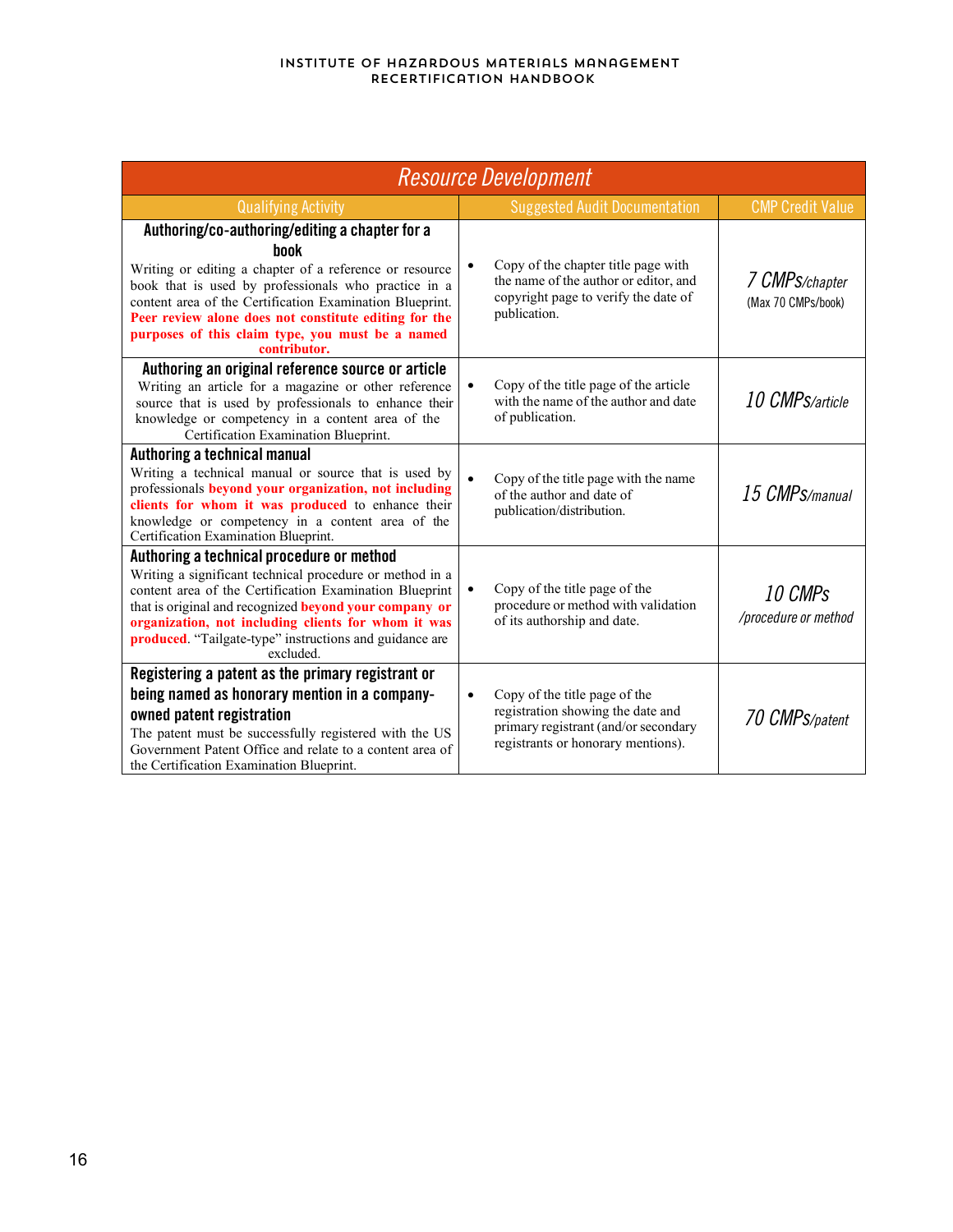| Resource Development | | |
|---|---|---|
| Qualifying Activity | Suggested Audit Documentation | CMP Credit Value |
| **Authoring/co-authoring/editing a chapter for a book**<br>Writing or editing a chapter of a reference or resource book that is used by professionals who practice in a content area of the Certification Examination Blueprint. **Peer review alone does not constitute editing for the purposes of this claim type, you must be a named contributor.** | • Copy of the chapter title page with the name of the author or editor, and copyright page to verify the date of publication. | *7 CMPs/chapter*<br>(Max 70 CMPs/book) |
| **Authoring an original reference source or article**<br>Writing an article for a magazine or other reference source that is used by professionals to enhance their knowledge or competency in a content area of the Certification Examination Blueprint. | • Copy of the title page of the article with the name of the author and date of publication. | *10 CMPs/article* |
| **Authoring a technical manual**<br>Writing a technical manual or source that is used by professionals **beyond your organization, not including clients for whom it was produced** to enhance their knowledge or competency in a content area of the Certification Examination Blueprint. | • Copy of the title page with the name of the author and date of publication/distribution. | *15 CMPs/manual* |
| **Authoring a technical procedure or method**<br>Writing a significant technical procedure or method in a content area of the Certification Examination Blueprint that is original and recognized **beyond your company or organization, not including clients for whom it was produced**. "Tailgate-type" instructions and guidance are excluded. | • Copy of the title page of the procedure or method with validation of its authorship and date. | *10 CMPs*<br>*/procedure or method* |
| **Registering a patent as the primary registrant or being named as honorary mention in a company-owned patent registration**<br>The patent must be successfully registered with the US Government Patent Office and relate to a content area of the Certification Examination Blueprint. | • Copy of the title page of the registration showing the date and primary registrant (and/or secondary registrants or honorary mentions). | *70 CMPs/patent* |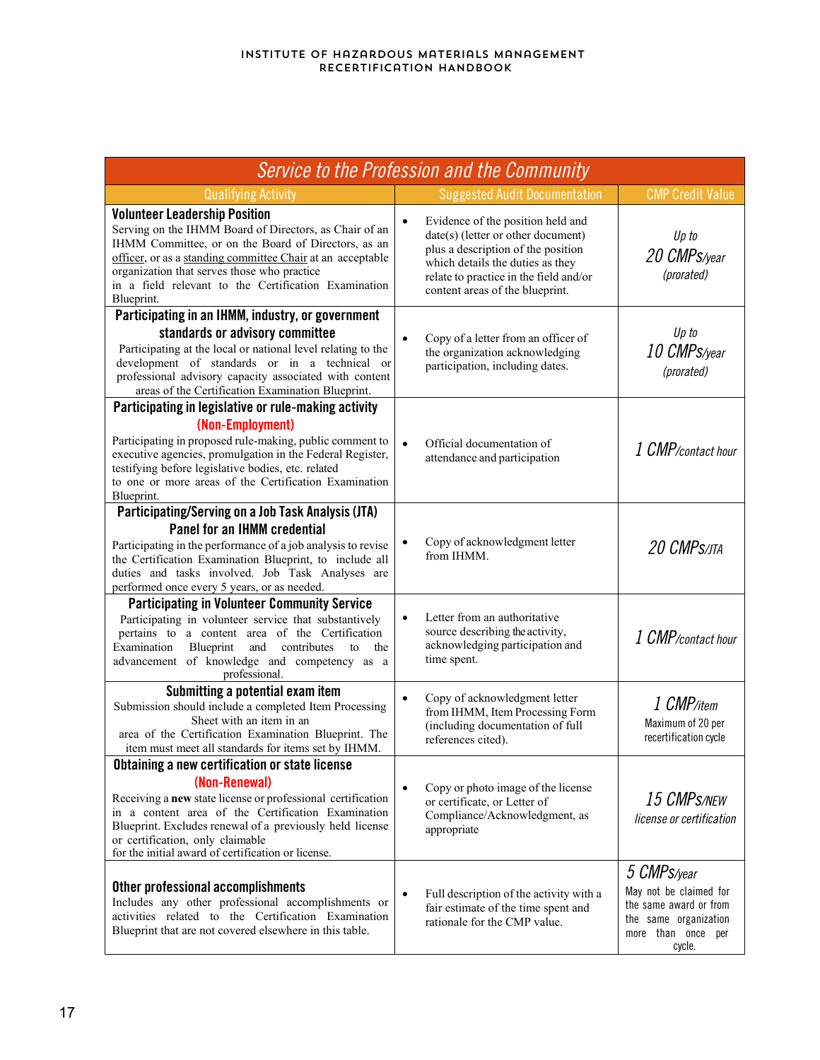| Service to the Profession and the Community | | |
|---|---|---|
| Qualifying Activity | Suggested Audit Documentation | CMP Credit Value |
| **Volunteer Leadership Position** Serving on the IHMM Board of Directors, as Chair of an IHMM Committee, or on the Board of Directors, as an officer, or as a standing committee Chair at an acceptable organization that serves those who practice in a field relevant to the Certification Examination Blueprint. | • Evidence of the position held and date(s) (letter or other document) plus a description of the position which details the duties as they relate to practice in the field and/or content areas of the blueprint. | *Up to 20 CMPs/year (prorated)* |
| **Participating in an IHMM, industry, or government standards or advisory committee** Participating at the local or national level relating to the development of standards or in a technical or professional advisory capacity associated with content areas of the Certification Examination Blueprint. | • Copy of a letter from an officer of the organization acknowledging participation, including dates. | *Up to 10 CMPs/year (prorated)* |
| **Participating in legislative or rule-making activity (Non-Employment)** Participating in proposed rule-making, public comment to executive agencies, promulgation in the Federal Register, testifying before legislative bodies, etc. related to one or more areas of the Certification Examination Blueprint. | • Official documentation of attendance and participation | *1 CMP/contact hour* |
| **Participating/Serving on a Job Task Analysis (JTA) Panel for an IHMM credential** Participating in the performance of a job analysis to revise the Certification Examination Blueprint, to include all duties and tasks involved. Job Task Analyses are performed once every 5 years, or as needed. | • Copy of acknowledgment letter from IHMM. | *20 CMPs/JTA* |
| **Participating in Volunteer Community Service** Participating in volunteer service that substantively pertains to a content area of the Certification Examination Blueprint and contributes to the advancement of knowledge and competency as a professional. | • Letter from an authoritative source describing the activity, acknowledging participation and time spent. | *1 CMP/contact hour* |
| **Submitting a potential exam item** Submission should include a completed Item Processing Sheet with an item in an area of the Certification Examination Blueprint. The item must meet all standards for items set by IHMM. | • Copy of acknowledgment letter from IHMM, Item Processing Form (including documentation of full references cited). | *1 CMP/item* Maximum of 20 per recertification cycle |
| **Obtaining a new certification or state license (Non-Renewal)** Receiving a **new** state license or professional certification in a content area of the Certification Examination Blueprint. Excludes renewal of a previously held license or certification, only claimable for the initial award of certification or license. | • Copy or photo image of the license or certificate, or Letter of Compliance/Acknowledgment, as appropriate | *15 CMPs/NEW license or certification* |
| **Other professional accomplishments** Includes any other professional accomplishments or activities related to the Certification Examination Blueprint that are not covered elsewhere in this table. | • Full description of the activity with a fair estimate of the time spent and rationale for the CMP value. | *5 CMPs/year* May not be claimed for the same award or from the same organization more than once per cycle. |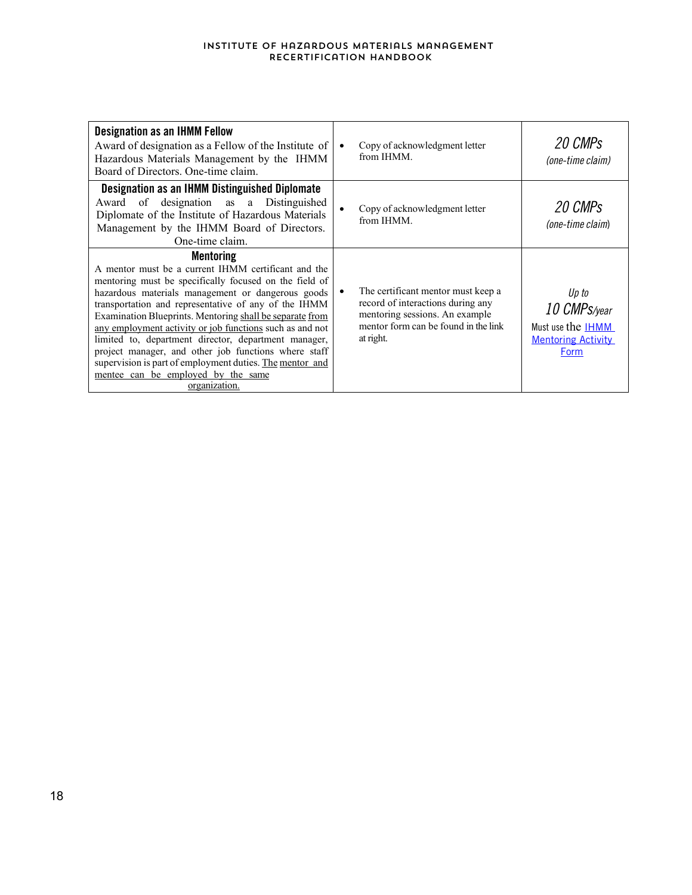| | | |
|---|---|---|
| **Designation as an IHMM Fellow**<br>Award of designation as a Fellow of the Institute of Hazardous Materials Management by the IHMM Board of Directors. One-time claim. | • Copy of acknowledgment letter from IHMM. | *20 CMPs*<br>*(one-time claim)* |
| **Designation as an IHMM Distinguished Diplomate**<br>Award of designation as a Distinguished Diplomate of the Institute of Hazardous Materials Management by the IHMM Board of Directors. One-time claim. | • Copy of acknowledgment letter from IHMM. | *20 CMPs*<br>*(one-time claim)* |
| **Mentoring**<br>A mentor must be a current IHMM certificant and the mentoring must be specifically focused on the field of hazardous materials management or dangerous goods transportation and representative of any of the IHMM Examination Blueprints. Mentoring shall be separate from any employment activity or job functions such as and not limited to, department director, department manager, project manager, and other job functions where staff supervision is part of employment duties. The mentor and mentee can be employed by the same organization. | • The certificant mentor must keep a record of interactions during any mentoring sessions. An example mentor form can be found in the link at right. | *Up to*<br>*10 CMPs/year*<br>Must use the IHMM Mentoring Activity Form |